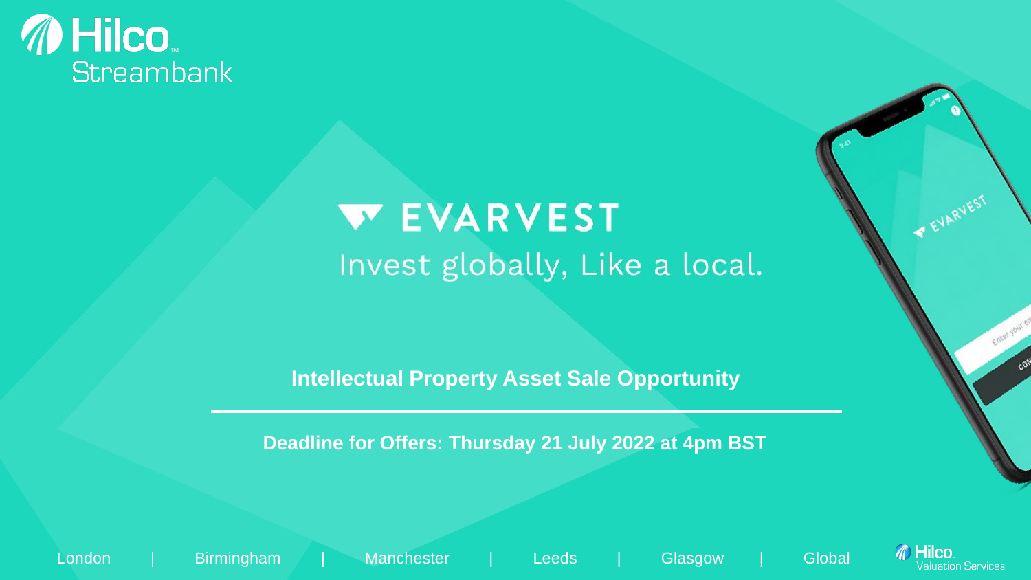Hilco Streambank

# EVARVEST

Invest globally, Like a local.

**Intellectual Property Asset Sale Opportunity**

**Deadline for Offers: Thursday 21 July 2022 at 4pm BST**

London | Birmingham | Manchester | Leeds | Glasgow | Global

Hilco Valuation Services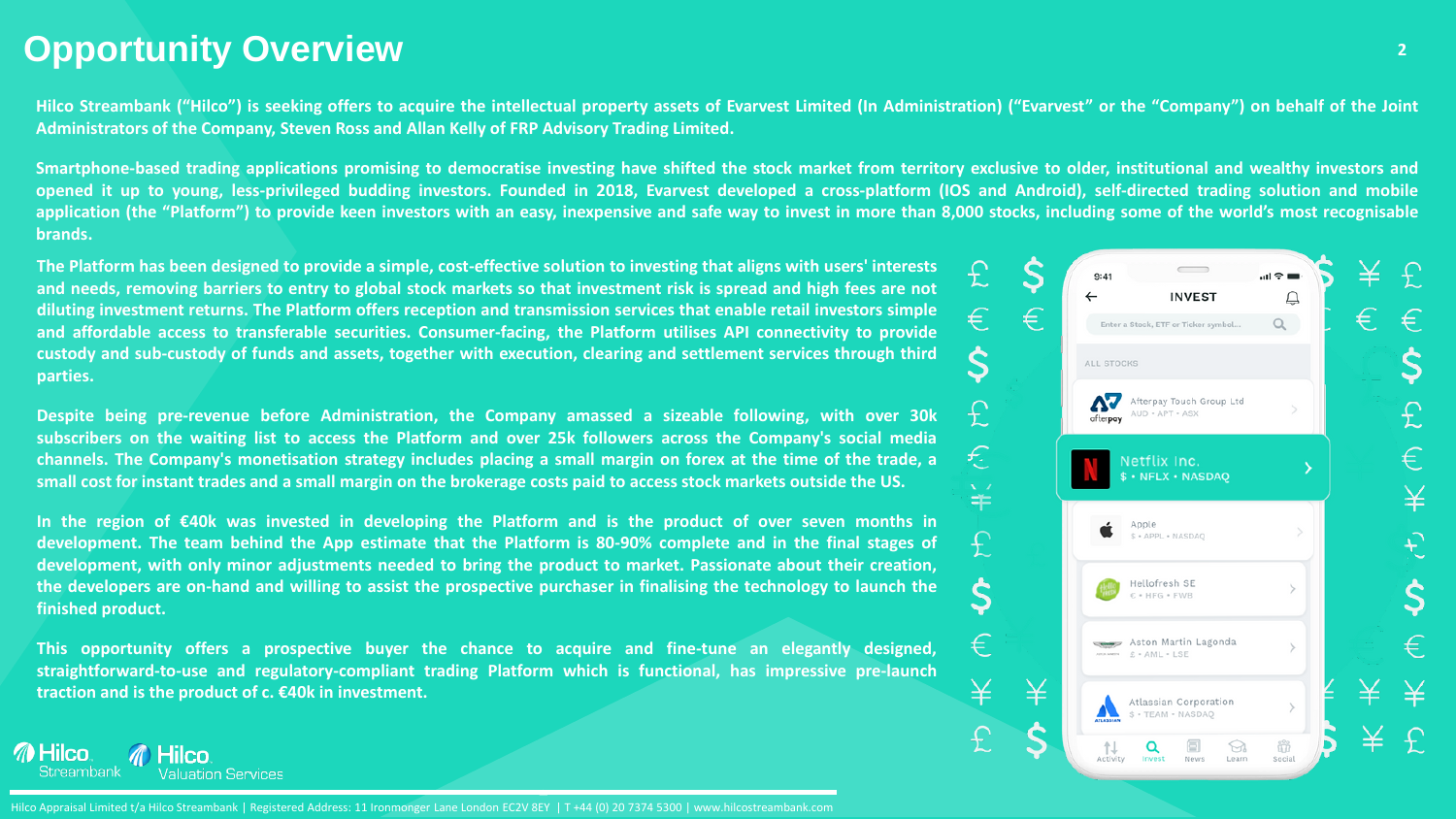# Opportunity Overview

**Hilco Streambank ("Hilco") is seeking offers to acquire the intellectual property assets of Evarvest Limited (In Administration) ("Evarvest" or the "Company") on behalf of the Joint Administrators of the Company, Steven Ross and Allan Kelly of FRP Advisory Trading Limited.**

**Smartphone-based trading applications promising to democratise investing have shifted the stock market from territory exclusive to older, institutional and wealthy investors and opened it up to young, less-privileged budding investors. Founded in 2018, Evarvest developed a cross-platform (IOS and Android), self-directed trading solution and mobile application (the "Platform") to provide keen investors with an easy, inexpensive and safe way to invest in more than 8,000 stocks, including some of the world's most recognisable brands.**

**The Platform has been designed to provide a simple, cost-effective solution to investing that aligns with users' interests and needs, removing barriers to entry to global stock markets so that investment risk is spread and high fees are not diluting investment returns. The Platform offers reception and transmission services that enable retail investors simple and affordable access to transferable securities. Consumer-facing, the Platform utilises API connectivity to provide custody and sub-custody of funds and assets, together with execution, clearing and settlement services through third parties.**

**Despite being pre-revenue before Administration, the Company amassed a sizeable following, with over 30k subscribers on the waiting list to access the Platform and over 25k followers across the Company's social media channels. The Company's monetisation strategy includes placing a small margin on forex at the time of the trade, a small cost for instant trades and a small margin on the brokerage costs paid to access stock markets outside the US.**

**In the region of €40k was invested in developing the Platform and is the product of over seven months in development. The team behind the App estimate that the Platform is 80-90% complete and in the final stages of development, with only minor adjustments needed to bring the product to market. Passionate about their creation, the developers are on-hand and willing to assist the prospective purchaser in finalising the technology to launch the finished product.**

**This opportunity offers a prospective buyer the chance to acquire and fine-tune an elegantly designed, straightforward-to-use and regulatory-compliant trading Platform which is functional, has impressive pre-launch traction and is the product of c. €40k in investment.**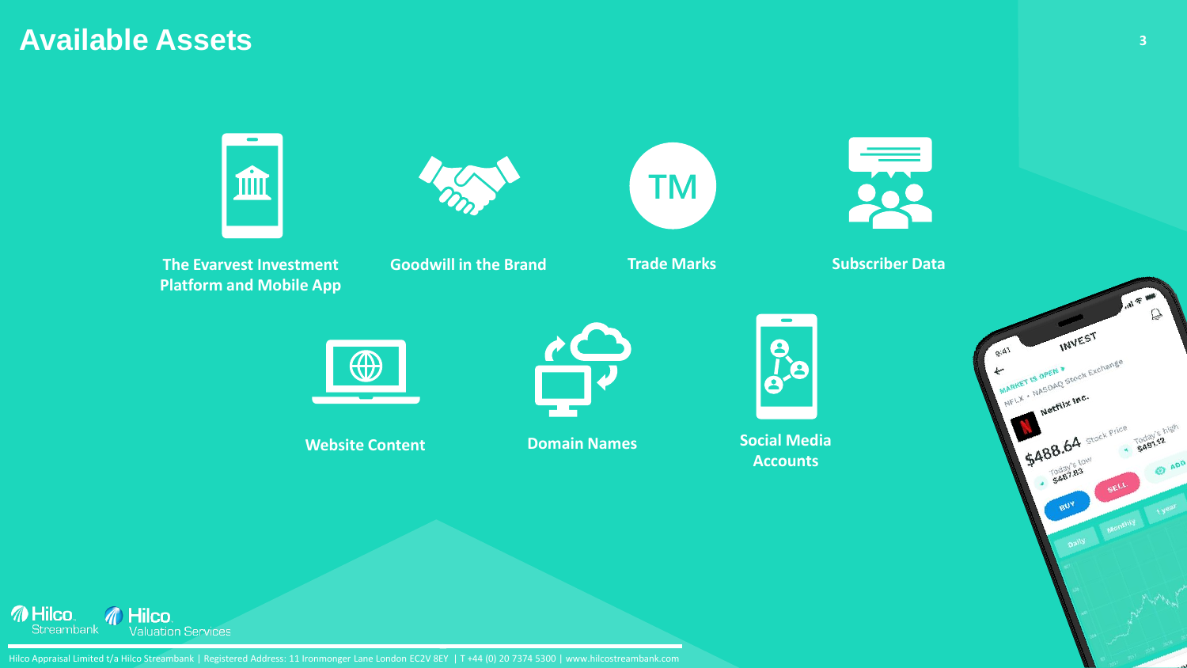# Available Assets

- The Evarvest Investment Platform and Mobile App
- Goodwill in the Brand
- Trade Marks
- Subscriber Data
- Website Content
- Domain Names
- Social Media Accounts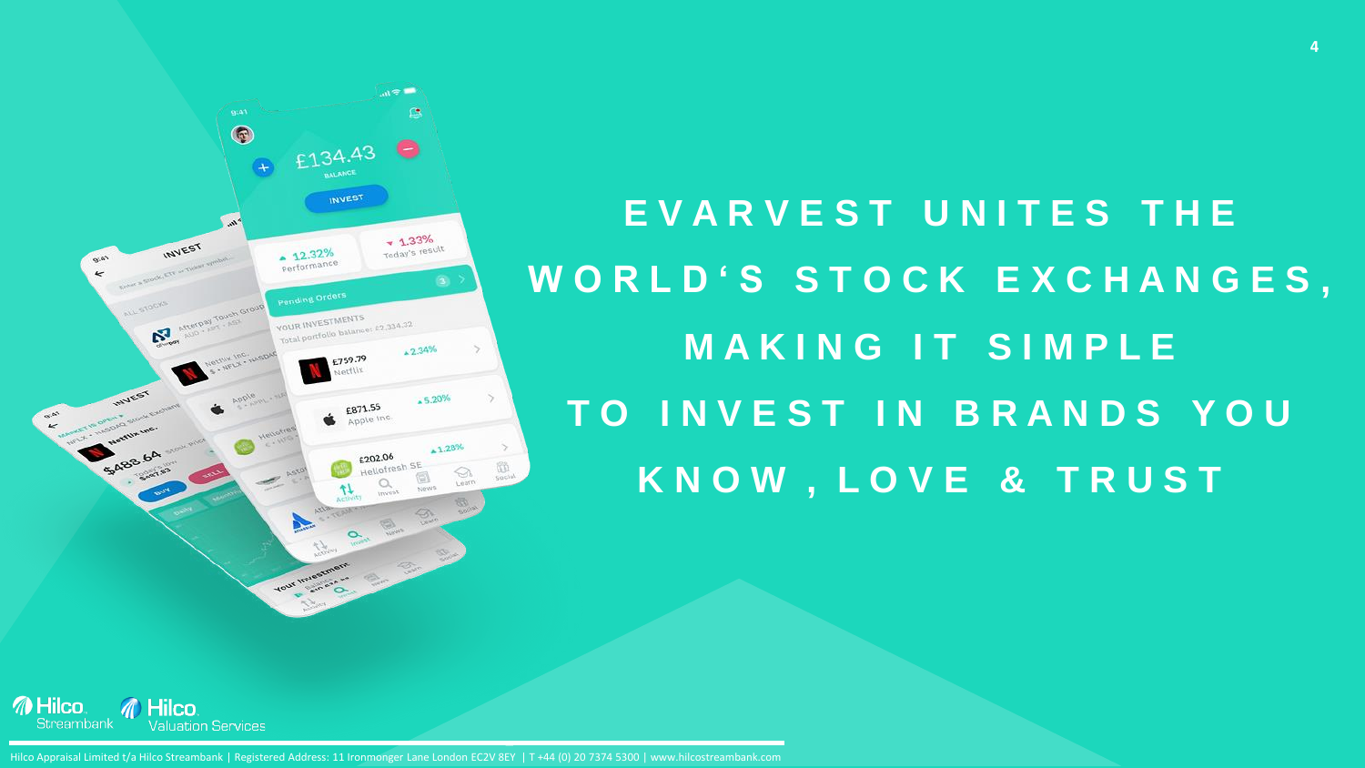# EVARVEST UNITES THE WORLD'S STOCK EXCHANGES, MAKING IT SIMPLE TO INVEST IN BRANDS YOU KNOW, LOVE & TRUST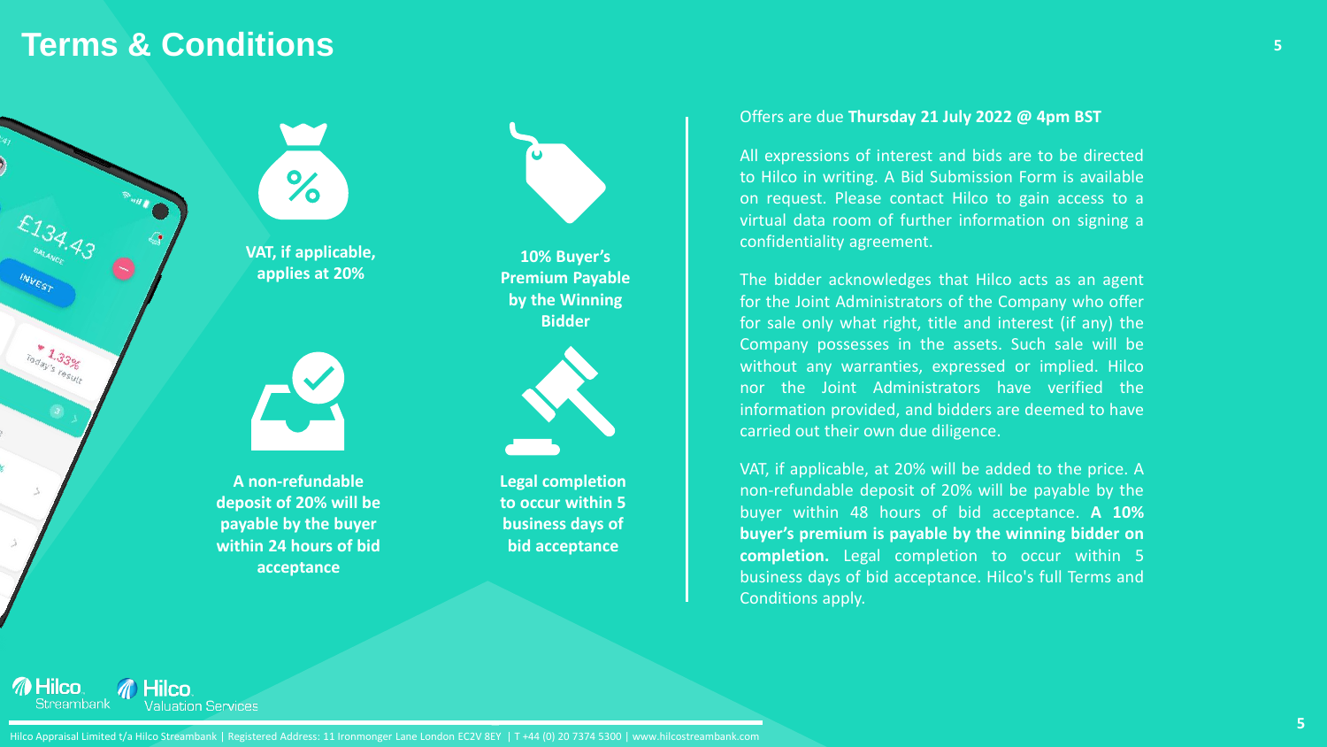# Terms & Conditions

**VAT, if applicable, applies at 20%**

**10% Buyer's Premium Payable by the Winning Bidder**

**A non-refundable deposit of 20% will be payable by the buyer within 24 hours of bid acceptance**

**Legal completion to occur within 5 business days of bid acceptance**

Offers are due **Thursday 21 July 2022 @ 4pm BST**

All expressions of interest and bids are to be directed to Hilco in writing. A Bid Submission Form is available on request. Please contact Hilco to gain access to a virtual data room of further information on signing a confidentiality agreement.

The bidder acknowledges that Hilco acts as an agent for the Joint Administrators of the Company who offer for sale only what right, title and interest (if any) the Company possesses in the assets. Such sale will be without any warranties, expressed or implied. Hilco nor the Joint Administrators have verified the information provided, and bidders are deemed to have carried out their own due diligence.

VAT, if applicable, at 20% will be added to the price. A non-refundable deposit of 20% will be payable by the buyer within 48 hours of bid acceptance. **A 10% buyer's premium is payable by the winning bidder on completion.** Legal completion to occur within 5 business days of bid acceptance. Hilco's full Terms and Conditions apply.

Hilco Streambank | Hilco Valuation Services

Hilco Appraisal Limited t/a Hilco Streambank | Registered Address: 11 Ironmonger Lane London EC2V 8EY | T +44 (0) 20 7374 5300 | www.hilcostreambank.com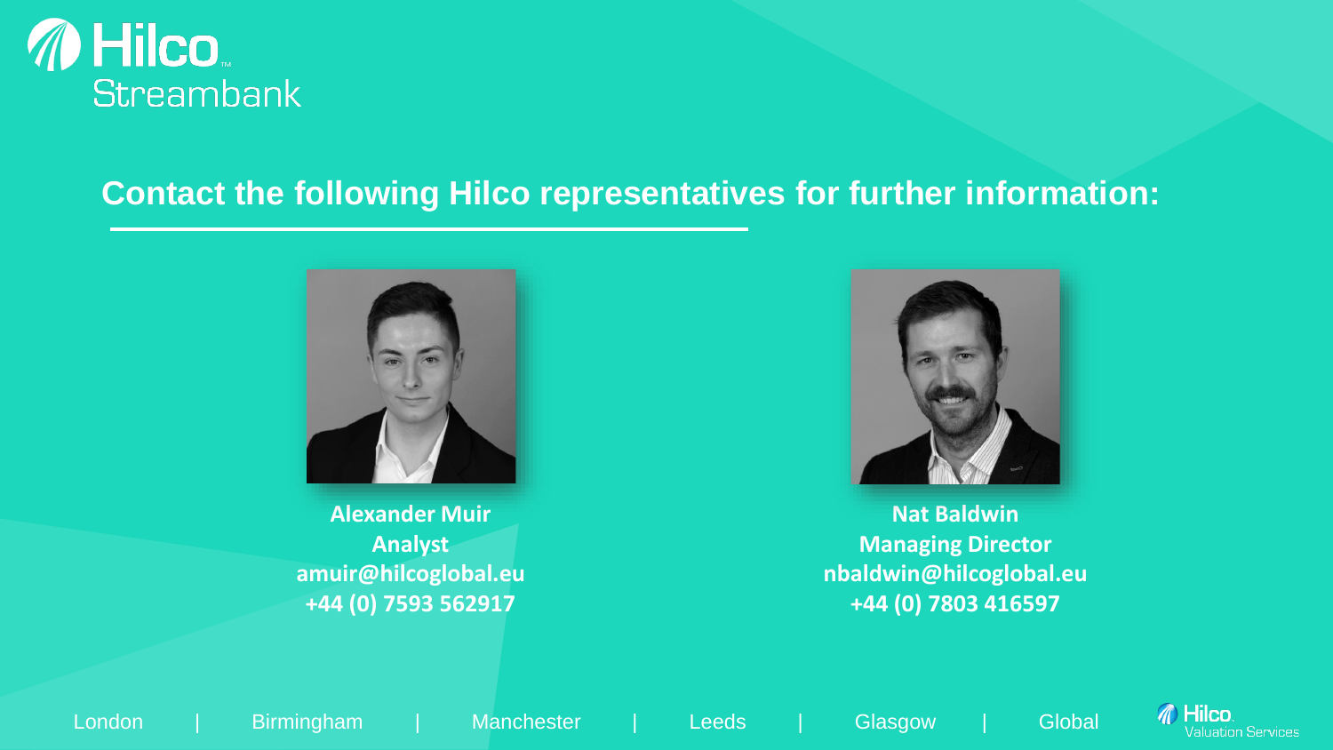Hilco Streambank

## Contact the following Hilco representatives for further information:

**Alexander Muir**
**Analyst**
**amuir@hilcoglobal.eu**
**+44 (0) 7593 562917**

**Nat Baldwin**
**Managing Director**
**nbaldwin@hilcoglobal.eu**
**+44 (0) 7803 416597**

London | Birmingham | Manchester | Leeds | Glasgow | Global

Hilco Valuation Services